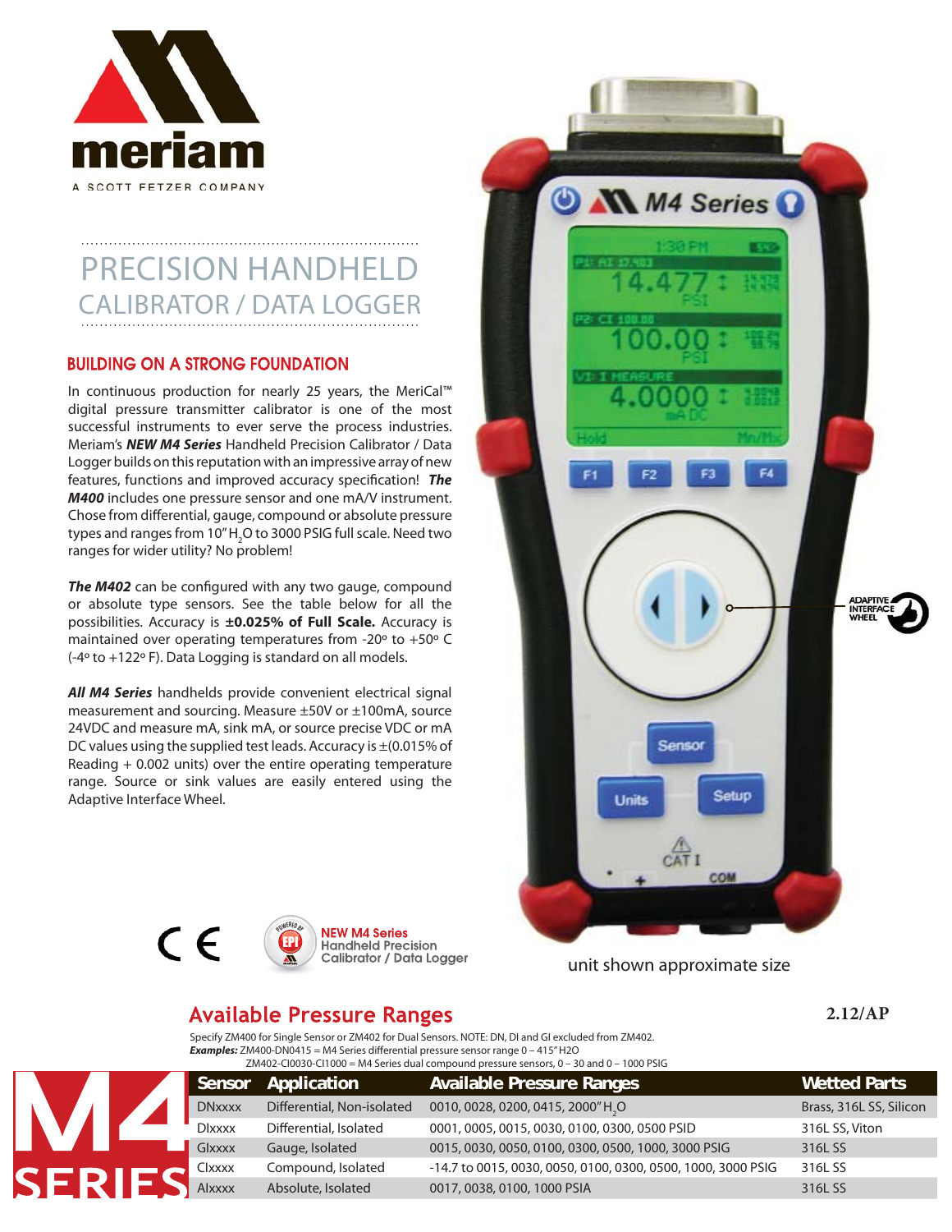meriam

A SCOTT FETZER COMPANY

# PRECISION HANDHELD CALIBRATOR / DATA LOGGER

## BUILDING ON A STRONG FOUNDATION

In continuous production for nearly 25 years, the MeriCal™ digital pressure transmitter calibrator is one of the most successful instruments to ever serve the process industries. Meriam's ***NEW M4 Series*** Handheld Precision Calibrator / Data Logger builds on this reputation with an impressive array of new features, functions and improved accuracy specification! ***The M400*** includes one pressure sensor and one mA/V instrument. Chose from differential, gauge, compound or absolute pressure types and ranges from 10" $H_2O$ to 3000 PSIG full scale. Need two ranges for wider utility? No problem!

***The M402*** can be configured with any two gauge, compound or absolute type sensors. See the table below for all the possibilities. Accuracy is **±0.025% of Full Scale.** Accuracy is maintained over operating temperatures from -20º to +50º C (-4º to +122º F). Data Logging is standard on all models.

***All M4 Series*** handhelds provide convenient electrical signal measurement and sourcing. Measure ±50V or ±100mA, source 24VDC and measure mA, sink mA, or source precise VDC or mA DC values using the supplied test leads. Accuracy is ±(0.015% of Reading + 0.002 units) over the entire operating temperature range. Source or sink values are easily entered using the Adaptive Interface Wheel.

NEW M4 Series Handheld Precision Calibrator / Data Logger

unit shown approximate size

2.12/AP

## Available Pressure Ranges

Specify ZM400 for Single Sensor or ZM402 for Dual Sensors. NOTE: DN, DI and GI excluded from ZM402.
***Examples:*** ZM400-DN0415 = M4 Series differential pressure sensor range 0 – 415" H2O
ZM402-CI0030-CI1000 = M4 Series dual compound pressure sensors, 0 – 30 and 0 – 1000 PSIG

| Sensor | Application | Available Pressure Ranges | Wetted Parts |
|---|---|---|---|
| DNxxxx | Differential, Non-isolated | 0010, 0028, 0200, 0415, 2000" $H_2O$ | Brass, 316L SS, Silicon |
| DIxxxx | Differential, Isolated | 0001, 0005, 0015, 0030, 0100, 0300, 0500 PSID | 316L SS, Viton |
| GIxxxx | Gauge, Isolated | 0015, 0030, 0050, 0100, 0300, 0500, 1000, 3000 PSIG | 316L SS |
| CIxxxx | Compound, Isolated | -14.7 to 0015, 0030, 0050, 0100, 0300, 0500, 1000, 3000 PSIG | 316L SS |
| AIxxxx | Absolute, Isolated | 0017, 0038, 0100, 1000 PSIA | 316L SS |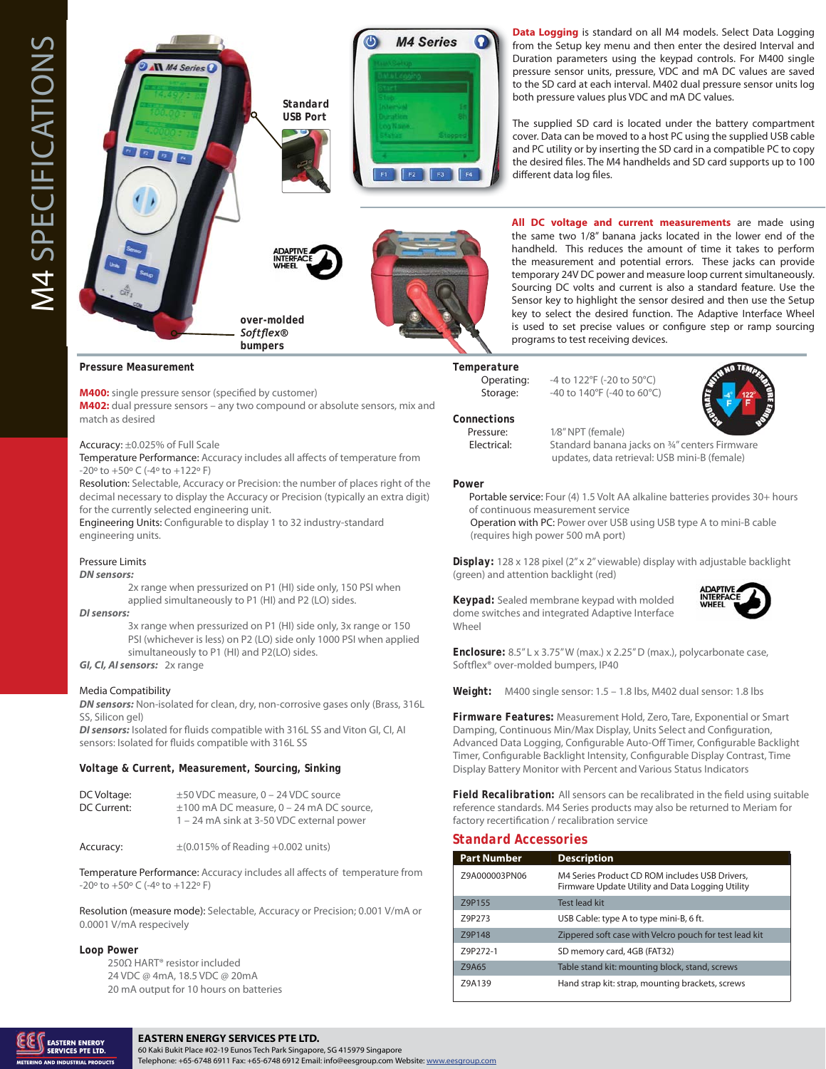# M4 SPECIFICATIONS

Standard USB Port

over-molded *Softflex®* bumpers

**Data Logging** is standard on all M4 models. Select Data Logging from the Setup key menu and then enter the desired Interval and Duration parameters using the keypad controls. For M400 single pressure sensor units, pressure, VDC and mA DC values are saved to the SD card at each interval. M402 dual pressure sensor units log both pressure values plus VDC and mA DC values.

The supplied SD card is located under the battery compartment cover. Data can be moved to a host PC using the supplied USB cable and PC utility or by inserting the SD card in a compatible PC to copy the desired files. The M4 handhelds and SD card supports up to 100 different data log files.

**All DC voltage and current measurements** are made using the same two 1/8" banana jacks located in the lower end of the handheld. This reduces the amount of time it takes to perform the measurement and potential errors. These jacks can provide temporary 24V DC power and measure loop current simultaneously. Sourcing DC volts and current is also a standard feature. Use the Sensor key to highlight the sensor desired and then use the Setup key to select the desired function. The Adaptive Interface Wheel is used to set precise values or configure step or ramp sourcing programs to test receiving devices.

## Pressure Measurement

**M400:** single pressure sensor (specified by customer)
**M402:** dual pressure sensors – any two compound or absolute sensors, mix and match as desired

Accuracy: ±0.025% of Full Scale
Temperature Performance: Accuracy includes all affects of temperature from -20º to +50º C (-4º to +122º F)
Resolution: Selectable, Accuracy or Precision: the number of places right of the decimal necessary to display the Accuracy or Precision (typically an extra digit) for the currently selected engineering unit.
Engineering Units: Configurable to display 1 to 32 industry-standard engineering units.

Pressure Limits
***DN sensors:***
2x range when pressurized on P1 (HI) side only, 150 PSI when applied simultaneously to P1 (HI) and P2 (LO) sides.
***DI sensors:***
3x range when pressurized on P1 (HI) side only, 3x range or 150 PSI (whichever is less) on P2 (LO) side only 1000 PSI when applied simultaneously to P1 (HI) and P2(LO) sides.
***GI, CI, AI sensors:*** 2x range

Media Compatibility
***DN sensors:*** Non-isolated for clean, dry, non-corrosive gases only (Brass, 316L SS, Silicon gel)
***DI sensors:*** Isolated for fluids compatible with 316L SS and Viton GI, CI, AI sensors: Isolated for fluids compatible with 316L SS

## Voltage & Current, Measurement, Sourcing, Sinking

DC Voltage: ±50 VDC measure, 0 – 24 VDC source
DC Current: ±100 mA DC measure, 0 – 24 mA DC source, 1 – 24 mA sink at 3-50 VDC external power

Accuracy: ±(0.015% of Reading +0.002 units)

Temperature Performance: Accuracy includes all affects of temperature from -20º to +50º C (-4º to +122º F)

Resolution (measure mode): Selectable, Accuracy or Precision; 0.001 V/mA or 0.0001 V/mA respecively

## Loop Power

250Ω HART® resistor included
24 VDC @ 4mA, 18.5 VDC @ 20mA
20 mA output for 10 hours on batteries

## Temperature

Operating: -4 to 122°F (-20 to 50°C)
Storage: -40 to 140°F (-40 to 60°C)

## Connections

Pressure: 1⁄8" NPT (female)
Electrical: Standard banana jacks on ¾" centers Firmware updates, data retrieval: USB mini-B (female)

## Power

Portable service: Four (4) 1.5 Volt AA alkaline batteries provides 30+ hours of continuous measurement service
Operation with PC: Power over USB using USB type A to mini-B cable (requires high power 500 mA port)

**Display:** 128 x 128 pixel (2" x 2" viewable) display with adjustable backlight (green) and attention backlight (red)

**Keypad:** Sealed membrane keypad with molded dome switches and integrated Adaptive Interface Wheel

**Enclosure:** 8.5" L x 3.75" W (max.) x 2.25" D (max.), polycarbonate case, Softflex® over-molded bumpers, IP40

**Weight:** M400 single sensor: 1.5 – 1.8 lbs, M402 dual sensor: 1.8 lbs

**Firmware Features:** Measurement Hold, Zero, Tare, Exponential or Smart Damping, Continuous Min/Max Display, Units Select and Configuration, Advanced Data Logging, Configurable Auto-Off Timer, Configurable Backlight Timer, Configurable Backlight Intensity, Configurable Display Contrast, Time Display Battery Monitor with Percent and Various Status Indicators

**Field Recalibration:** All sensors can be recalibrated in the field using suitable reference standards. M4 Series products may also be returned to Meriam for factory recertification / recalibration service

## Standard Accessories

| Part Number | Description |
|---|---|
| Z9A000003PN06 | M4 Series Product CD ROM includes USB Drivers, Firmware Update Utility and Data Logging Utility |
| Z9P155 | Test lead kit |
| Z9P273 | USB Cable: type A to type mini-B, 6 ft. |
| Z9P148 | Zippered soft case with Velcro pouch for test lead kit |
| Z9P272-1 | SD memory card, 4GB (FAT32) |
| Z9A65 | Table stand kit: mounting block, stand, screws |
| Z9A139 | Hand strap kit: strap, mounting brackets, screws |

**EASTERN ENERGY SERVICES PTE LTD.**
60 Kaki Bukit Place #02-19 Eunos Tech Park Singapore, SG 415979 Singapore
Telephone: +65-6748 6911 Fax: +65-6748 6912 Email: info@eesgroup.com Website: www.eesgroup.com